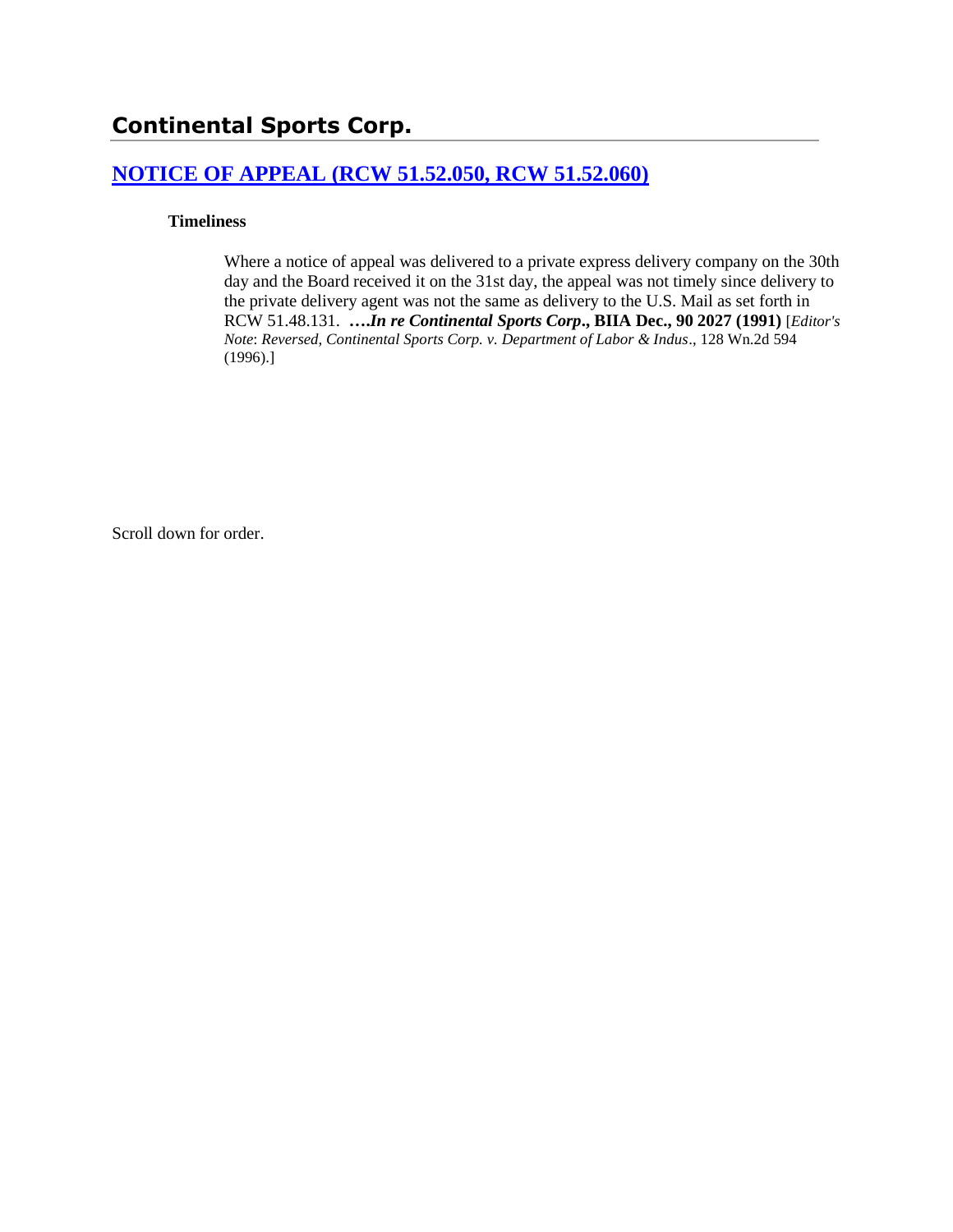## Continental Sports Corp.

### [NOTICE OF APPEAL (RCW 51.52.050, RCW 51.52.060)]()

#### Timeliness

Where a notice of appeal was delivered to a private express delivery company on the 30th day and the Board received it on the 31st day, the appeal was not timely since delivery to the private delivery agent was not the same as delivery to the U.S. Mail as set forth in RCW 51.48.131. ***….In re Continental Sports Corp*., BIIA Dec., 90 2027 (1991)** [*Editor's Note*: *Reversed, Continental Sports Corp. v. Department of Labor & Indus*., 128 Wn.2d 594 (1996).]

Scroll down for order.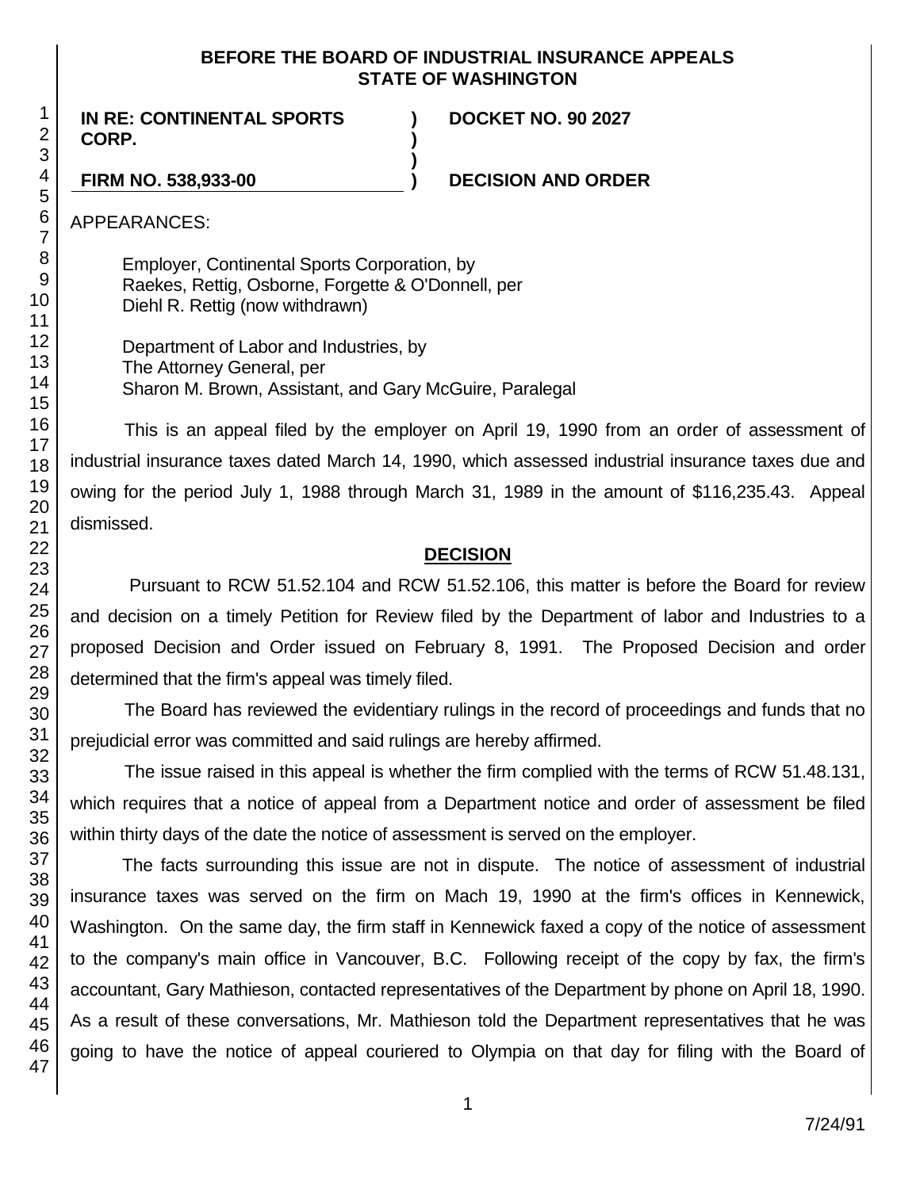**BEFORE THE BOARD OF INDUSTRIAL INSURANCE APPEALS**
**STATE OF WASHINGTON**

| | | |
|---|---|---|
| **IN RE: CONTINENTAL SPORTS CORP.** | **)** | **DOCKET NO. 90 2027** |
| | **)** | |
| **FIRM NO. 538,933-00** | **)** | **DECISION AND ORDER** |

APPEARANCES:

Employer, Continental Sports Corporation, by
Raekes, Rettig, Osborne, Forgette & O'Donnell, per
Diehl R. Rettig (now withdrawn)

Department of Labor and Industries, by
The Attorney General, per
Sharon M. Brown, Assistant, and Gary McGuire, Paralegal

This is an appeal filed by the employer on April 19, 1990 from an order of assessment of industrial insurance taxes dated March 14, 1990, which assessed industrial insurance taxes due and owing for the period July 1, 1988 through March 31, 1989 in the amount of $116,235.43. Appeal dismissed.

## DECISION

Pursuant to RCW 51.52.104 and RCW 51.52.106, this matter is before the Board for review and decision on a timely Petition for Review filed by the Department of labor and Industries to a proposed Decision and Order issued on February 8, 1991. The Proposed Decision and order determined that the firm's appeal was timely filed.

The Board has reviewed the evidentiary rulings in the record of proceedings and funds that no prejudicial error was committed and said rulings are hereby affirmed.

The issue raised in this appeal is whether the firm complied with the terms of RCW 51.48.131, which requires that a notice of appeal from a Department notice and order of assessment be filed within thirty days of the date the notice of assessment is served on the employer.

The facts surrounding this issue are not in dispute. The notice of assessment of industrial insurance taxes was served on the firm on Mach 19, 1990 at the firm's offices in Kennewick, Washington. On the same day, the firm staff in Kennewick faxed a copy of the notice of assessment to the company's main office in Vancouver, B.C. Following receipt of the copy by fax, the firm's accountant, Gary Mathieson, contacted representatives of the Department by phone on April 18, 1990. As a result of these conversations, Mr. Mathieson told the Department representatives that he was going to have the notice of appeal couriered to Olympia on that day for filing with the Board of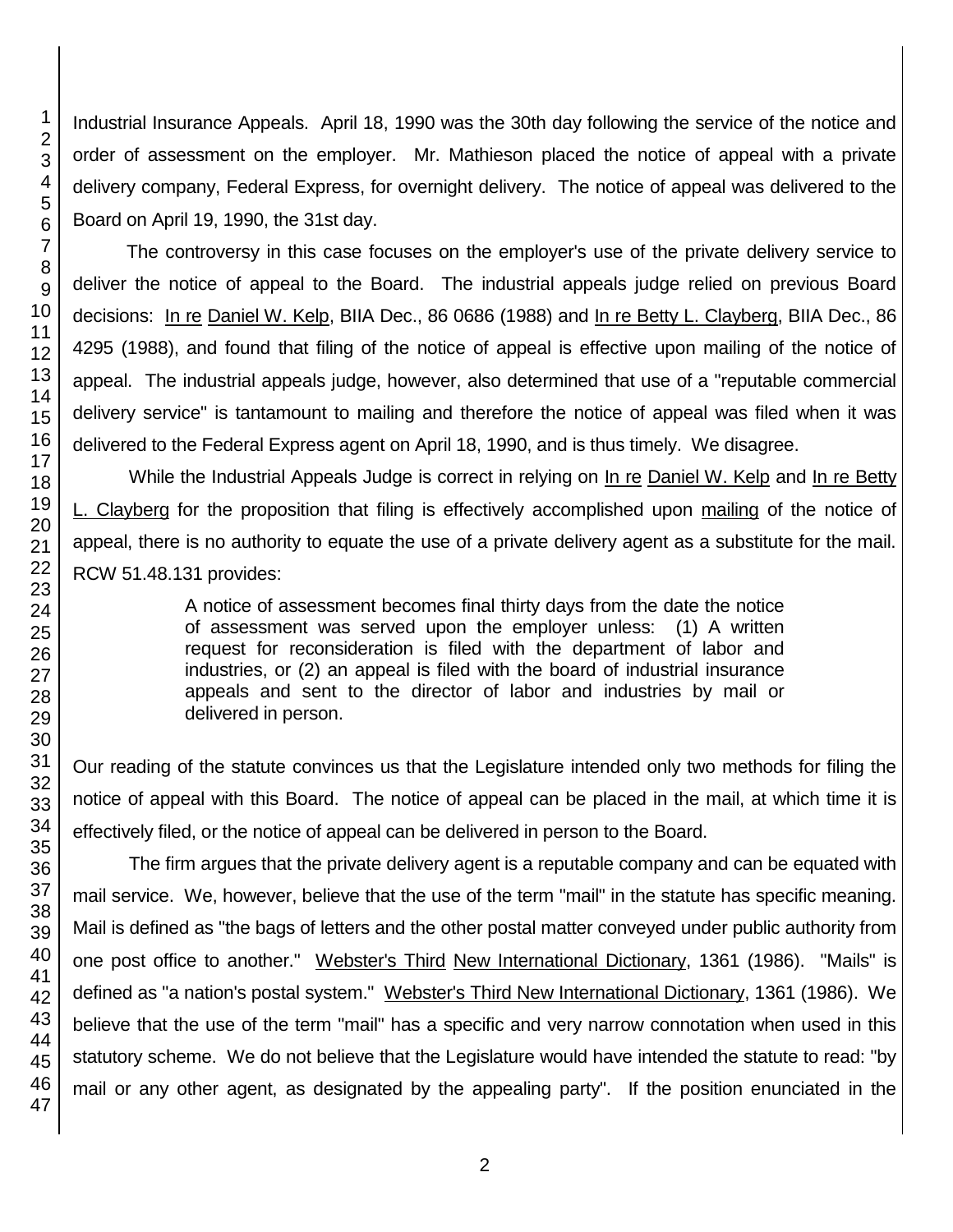Industrial Insurance Appeals. April 18, 1990 was the 30th day following the service of the notice and order of assessment on the employer. Mr. Mathieson placed the notice of appeal with a private delivery company, Federal Express, for overnight delivery. The notice of appeal was delivered to the Board on April 19, 1990, the 31st day.

The controversy in this case focuses on the employer's use of the private delivery service to deliver the notice of appeal to the Board. The industrial appeals judge relied on previous Board decisions: In re Daniel W. Kelp, BIIA Dec., 86 0686 (1988) and In re Betty L. Clayberg, BIIA Dec., 86 4295 (1988), and found that filing of the notice of appeal is effective upon mailing of the notice of appeal. The industrial appeals judge, however, also determined that use of a "reputable commercial delivery service" is tantamount to mailing and therefore the notice of appeal was filed when it was delivered to the Federal Express agent on April 18, 1990, and is thus timely. We disagree.

While the Industrial Appeals Judge is correct in relying on In re Daniel W. Kelp and In re Betty L. Clayberg for the proposition that filing is effectively accomplished upon mailing of the notice of appeal, there is no authority to equate the use of a private delivery agent as a substitute for the mail. RCW 51.48.131 provides:

> A notice of assessment becomes final thirty days from the date the notice of assessment was served upon the employer unless: (1) A written request for reconsideration is filed with the department of labor and industries, or (2) an appeal is filed with the board of industrial insurance appeals and sent to the director of labor and industries by mail or delivered in person.

Our reading of the statute convinces us that the Legislature intended only two methods for filing the notice of appeal with this Board. The notice of appeal can be placed in the mail, at which time it is effectively filed, or the notice of appeal can be delivered in person to the Board.

The firm argues that the private delivery agent is a reputable company and can be equated with mail service. We, however, believe that the use of the term "mail" in the statute has specific meaning. Mail is defined as "the bags of letters and the other postal matter conveyed under public authority from one post office to another." Webster's Third New International Dictionary, 1361 (1986). "Mails" is defined as "a nation's postal system." Webster's Third New International Dictionary, 1361 (1986). We believe that the use of the term "mail" has a specific and very narrow connotation when used in this statutory scheme. We do not believe that the Legislature would have intended the statute to read: "by mail or any other agent, as designated by the appealing party". If the position enunciated in the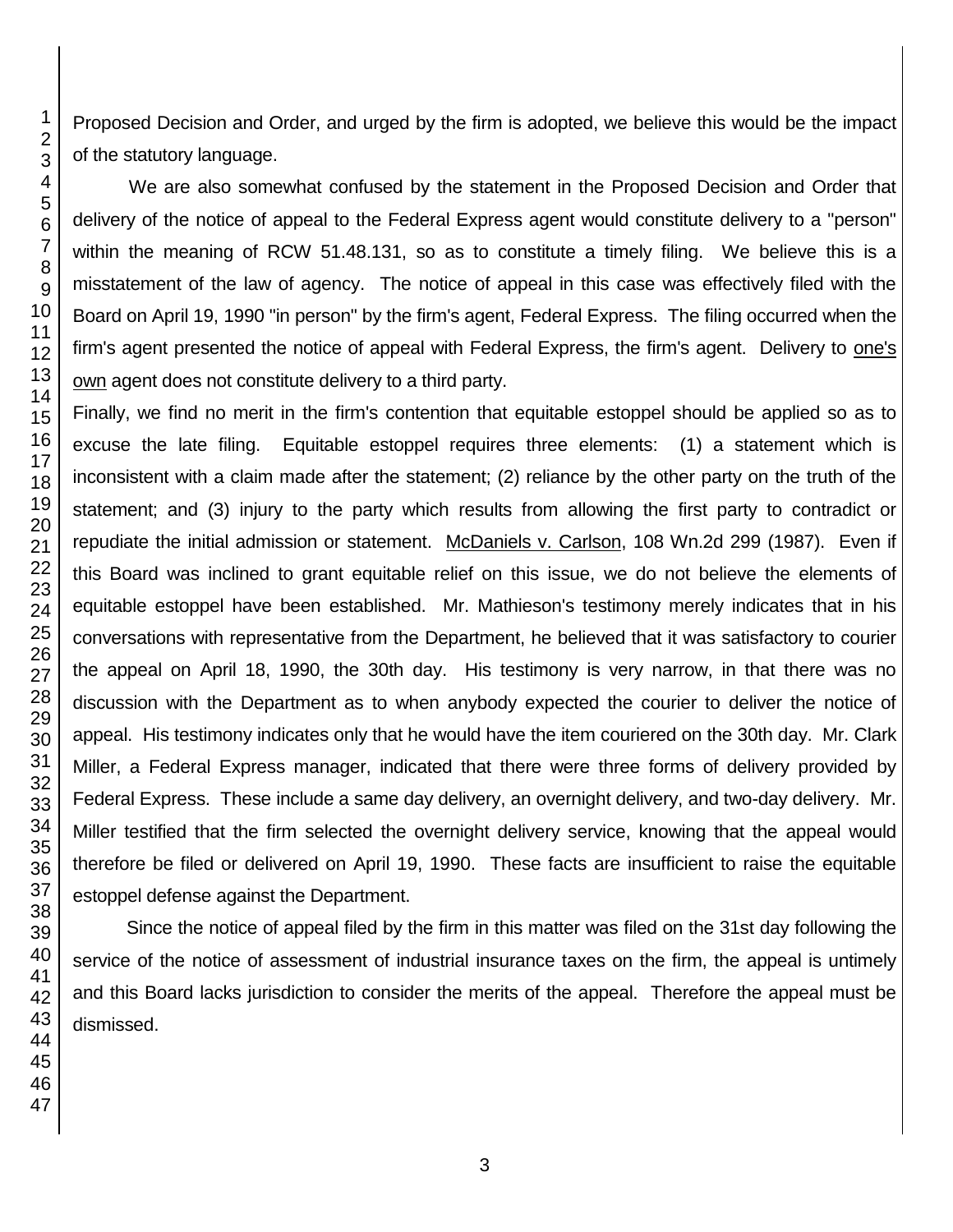Proposed Decision and Order, and urged by the firm is adopted, we believe this would be the impact of the statutory language.

We are also somewhat confused by the statement in the Proposed Decision and Order that delivery of the notice of appeal to the Federal Express agent would constitute delivery to a "person" within the meaning of RCW 51.48.131, so as to constitute a timely filing. We believe this is a misstatement of the law of agency. The notice of appeal in this case was effectively filed with the Board on April 19, 1990 "in person" by the firm's agent, Federal Express. The filing occurred when the firm's agent presented the notice of appeal with Federal Express, the firm's agent. Delivery to one's own agent does not constitute delivery to a third party.

Finally, we find no merit in the firm's contention that equitable estoppel should be applied so as to excuse the late filing. Equitable estoppel requires three elements: (1) a statement which is inconsistent with a claim made after the statement; (2) reliance by the other party on the truth of the statement; and (3) injury to the party which results from allowing the first party to contradict or repudiate the initial admission or statement. McDaniels v. Carlson, 108 Wn.2d 299 (1987). Even if this Board was inclined to grant equitable relief on this issue, we do not believe the elements of equitable estoppel have been established. Mr. Mathieson's testimony merely indicates that in his conversations with representative from the Department, he believed that it was satisfactory to courier the appeal on April 18, 1990, the 30th day. His testimony is very narrow, in that there was no discussion with the Department as to when anybody expected the courier to deliver the notice of appeal. His testimony indicates only that he would have the item couriered on the 30th day. Mr. Clark Miller, a Federal Express manager, indicated that there were three forms of delivery provided by Federal Express. These include a same day delivery, an overnight delivery, and two-day delivery. Mr. Miller testified that the firm selected the overnight delivery service, knowing that the appeal would therefore be filed or delivered on April 19, 1990. These facts are insufficient to raise the equitable estoppel defense against the Department.

Since the notice of appeal filed by the firm in this matter was filed on the 31st day following the service of the notice of assessment of industrial insurance taxes on the firm, the appeal is untimely and this Board lacks jurisdiction to consider the merits of the appeal. Therefore the appeal must be dismissed.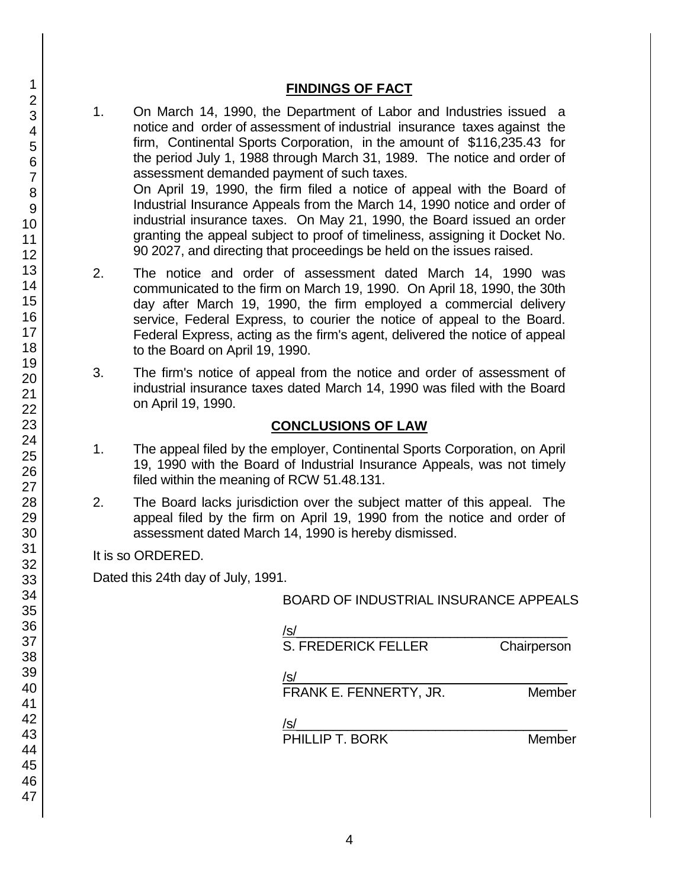## FINDINGS OF FACT

1. On March 14, 1990, the Department of Labor and Industries issued a notice and order of assessment of industrial insurance taxes against the firm, Continental Sports Corporation, in the amount of $116,235.43 for the period July 1, 1988 through March 31, 1989. The notice and order of assessment demanded payment of such taxes.

   On April 19, 1990, the firm filed a notice of appeal with the Board of Industrial Insurance Appeals from the March 14, 1990 notice and order of industrial insurance taxes. On May 21, 1990, the Board issued an order granting the appeal subject to proof of timeliness, assigning it Docket No. 90 2027, and directing that proceedings be held on the issues raised.

2. The notice and order of assessment dated March 14, 1990 was communicated to the firm on March 19, 1990. On April 18, 1990, the 30th day after March 19, 1990, the firm employed a commercial delivery service, Federal Express, to courier the notice of appeal to the Board. Federal Express, acting as the firm's agent, delivered the notice of appeal to the Board on April 19, 1990.

3. The firm's notice of appeal from the notice and order of assessment of industrial insurance taxes dated March 14, 1990 was filed with the Board on April 19, 1990.

## CONCLUSIONS OF LAW

1. The appeal filed by the employer, Continental Sports Corporation, on April 19, 1990 with the Board of Industrial Insurance Appeals, was not timely filed within the meaning of RCW 51.48.131.

2. The Board lacks jurisdiction over the subject matter of this appeal. The appeal filed by the firm on April 19, 1990 from the notice and order of assessment dated March 14, 1990 is hereby dismissed.

It is so ORDERED.

Dated this 24th day of July, 1991.

BOARD OF INDUSTRIAL INSURANCE APPEALS

/s/
S. FREDERICK FELLER Chairperson

/s/
FRANK E. FENNERTY, JR. Member

/s/
PHILLIP T. BORK Member